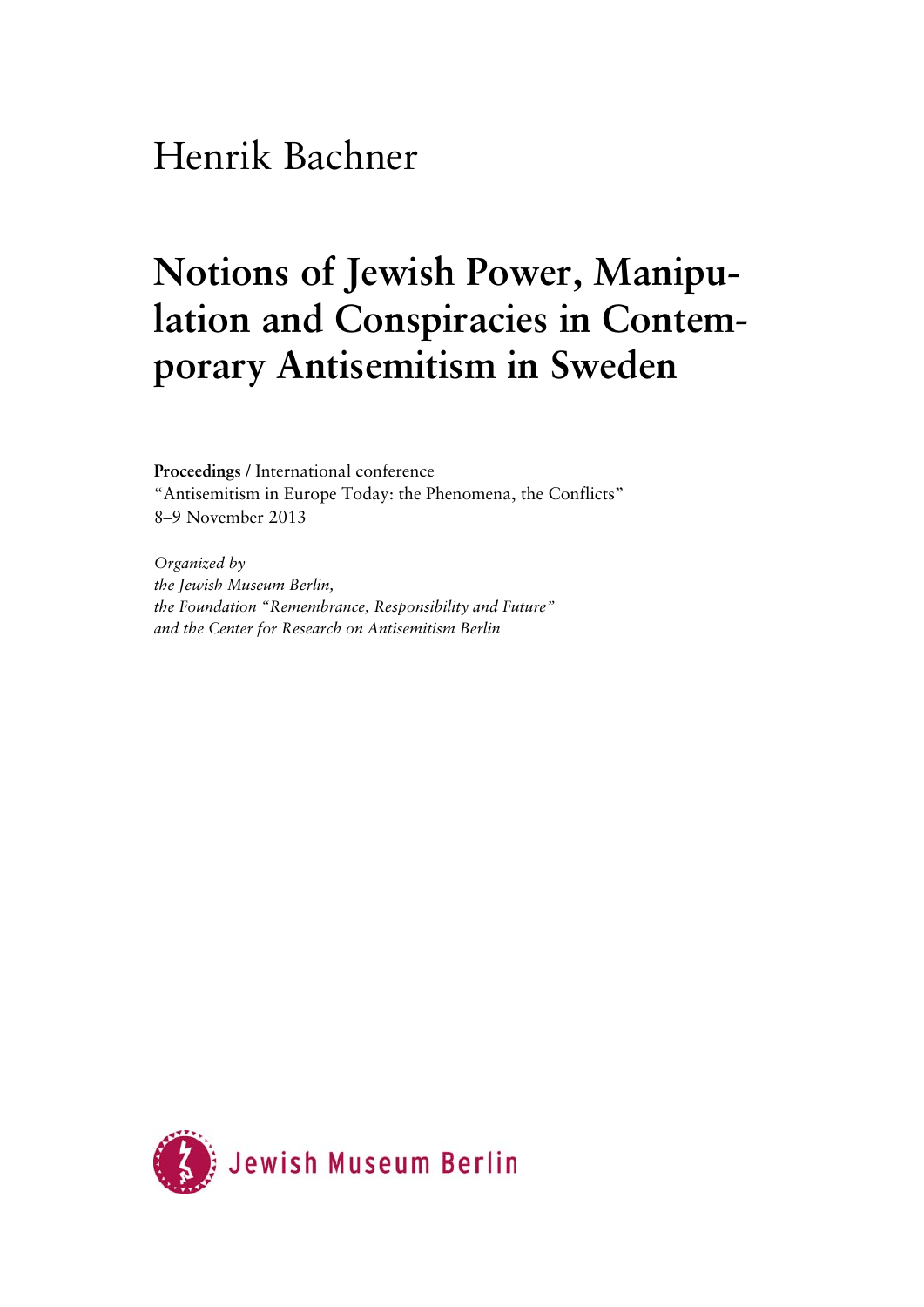Henrik Bachner

# Notions of Jewish Power, Manipulation and Conspiracies in Contemporary Antisemitism in Sweden

**Proceedings** / International conference
"Antisemitism in Europe Today: the Phenomena, the Conflicts"
8–9 November 2013

*Organized by*
*the Jewish Museum Berlin,*
*the Foundation "Remembrance, Responsibility and Future"*
*and the Center for Research on Antisemitism Berlin*

Jewish Museum Berlin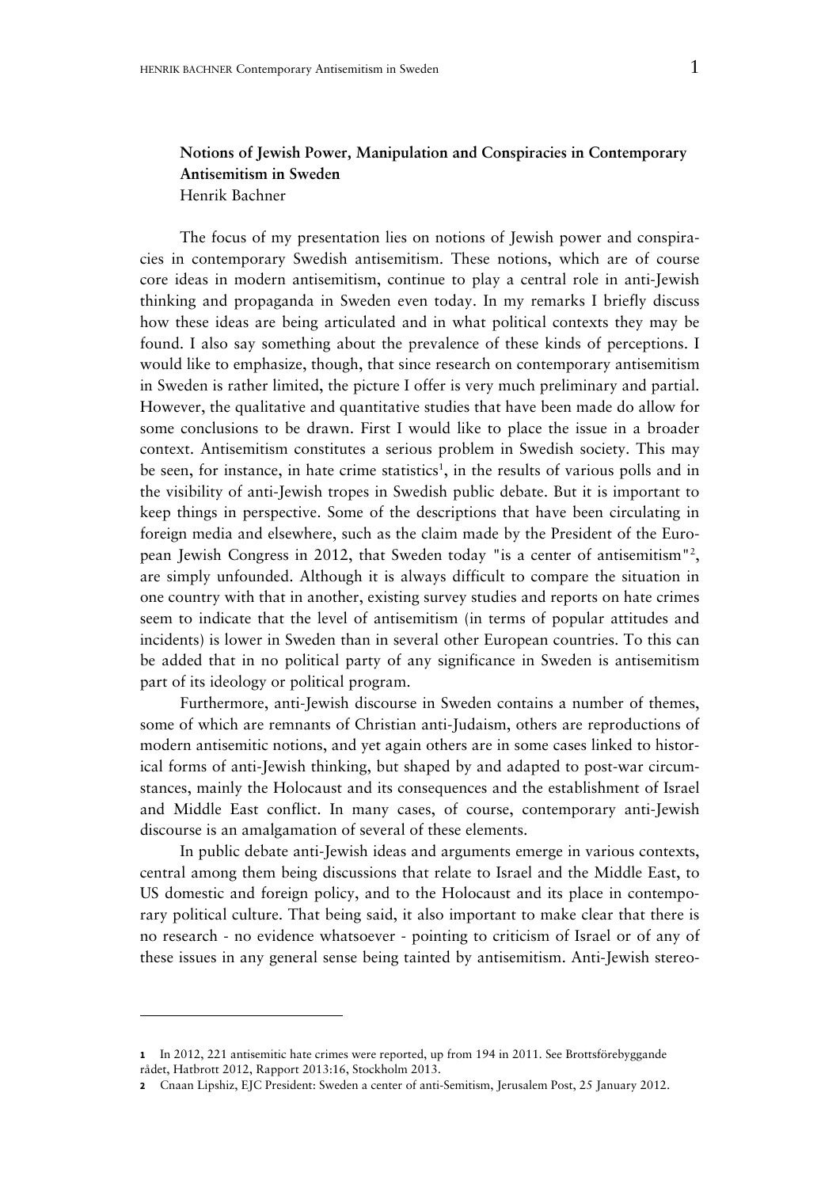**Notions of Jewish Power, Manipulation and Conspiracies in Contemporary Antisemitism in Sweden**
Henrik Bachner

The focus of my presentation lies on notions of Jewish power and conspiracies in contemporary Swedish antisemitism. These notions, which are of course core ideas in modern antisemitism, continue to play a central role in anti-Jewish thinking and propaganda in Sweden even today. In my remarks I briefly discuss how these ideas are being articulated and in what political contexts they may be found. I also say something about the prevalence of these kinds of perceptions. I would like to emphasize, though, that since research on contemporary antisemitism in Sweden is rather limited, the picture I offer is very much preliminary and partial. However, the qualitative and quantitative studies that have been made do allow for some conclusions to be drawn. First I would like to place the issue in a broader context. Antisemitism constitutes a serious problem in Swedish society. This may be seen, for instance, in hate crime statistics[1], in the results of various polls and in the visibility of anti-Jewish tropes in Swedish public debate. But it is important to keep things in perspective. Some of the descriptions that have been circulating in foreign media and elsewhere, such as the claim made by the President of the European Jewish Congress in 2012, that Sweden today "is a center of antisemitism"[2], are simply unfounded. Although it is always difficult to compare the situation in one country with that in another, existing survey studies and reports on hate crimes seem to indicate that the level of antisemitism (in terms of popular attitudes and incidents) is lower in Sweden than in several other European countries. To this can be added that in no political party of any significance in Sweden is antisemitism part of its ideology or political program.

Furthermore, anti-Jewish discourse in Sweden contains a number of themes, some of which are remnants of Christian anti-Judaism, others are reproductions of modern antisemitic notions, and yet again others are in some cases linked to historical forms of anti-Jewish thinking, but shaped by and adapted to post-war circumstances, mainly the Holocaust and its consequences and the establishment of Israel and Middle East conflict. In many cases, of course, contemporary anti-Jewish discourse is an amalgamation of several of these elements.

In public debate anti-Jewish ideas and arguments emerge in various contexts, central among them being discussions that relate to Israel and the Middle East, to US domestic and foreign policy, and to the Holocaust and its place in contemporary political culture. That being said, it also important to make clear that there is no research - no evidence whatsoever - pointing to criticism of Israel or of any of these issues in any general sense being tainted by antisemitism. Anti-Jewish stereo-

---

1 In 2012, 221 antisemitic hate crimes were reported, up from 194 in 2011. See Brottsförebyggande rådet, Hatbrott 2012, Rapport 2013:16, Stockholm 2013.

2 Cnaan Lipshiz, EJC President: Sweden a center of anti-Semitism, Jerusalem Post, 25 January 2012.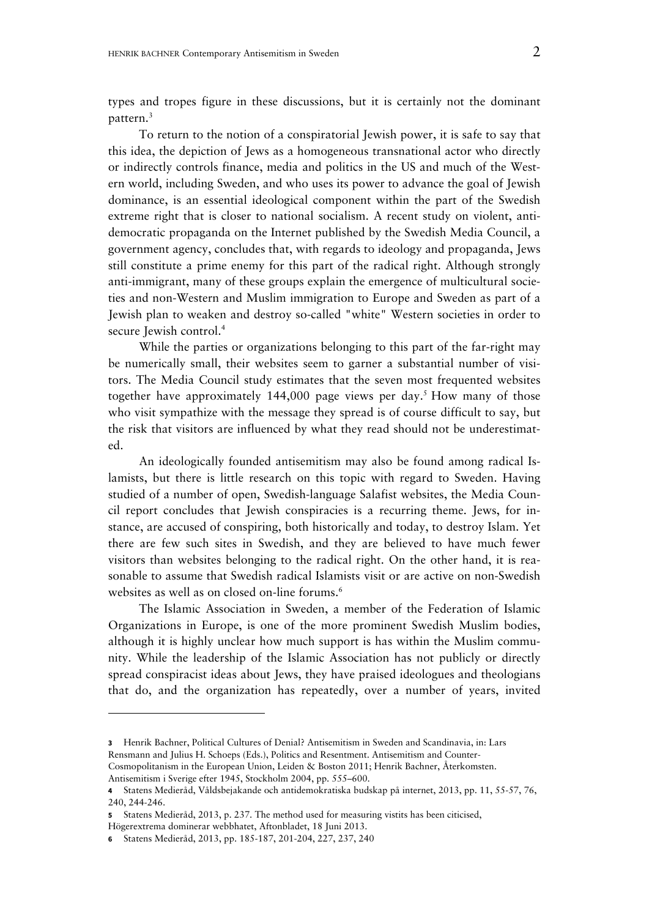types and tropes figure in these discussions, but it is certainly not the dominant pattern.[3]

To return to the notion of a conspiratorial Jewish power, it is safe to say that this idea, the depiction of Jews as a homogeneous transnational actor who directly or indirectly controls finance, media and politics in the US and much of the Western world, including Sweden, and who uses its power to advance the goal of Jewish dominance, is an essential ideological component within the part of the Swedish extreme right that is closer to national socialism. A recent study on violent, anti-democratic propaganda on the Internet published by the Swedish Media Council, a government agency, concludes that, with regards to ideology and propaganda, Jews still constitute a prime enemy for this part of the radical right. Although strongly anti-immigrant, many of these groups explain the emergence of multicultural societies and non-Western and Muslim immigration to Europe and Sweden as part of a Jewish plan to weaken and destroy so-called "white" Western societies in order to secure Jewish control.[4]

While the parties or organizations belonging to this part of the far-right may be numerically small, their websites seem to garner a substantial number of visitors. The Media Council study estimates that the seven most frequented websites together have approximately 144,000 page views per day.[5] How many of those who visit sympathize with the message they spread is of course difficult to say, but the risk that visitors are influenced by what they read should not be underestimated.

An ideologically founded antisemitism may also be found among radical Islamists, but there is little research on this topic with regard to Sweden. Having studied of a number of open, Swedish-language Salafist websites, the Media Council report concludes that Jewish conspiracies is a recurring theme. Jews, for instance, are accused of conspiring, both historically and today, to destroy Islam. Yet there are few such sites in Swedish, and they are believed to have much fewer visitors than websites belonging to the radical right. On the other hand, it is reasonable to assume that Swedish radical Islamists visit or are active on non-Swedish websites as well as on closed on-line forums.[6]

The Islamic Association in Sweden, a member of the Federation of Islamic Organizations in Europe, is one of the more prominent Swedish Muslim bodies, although it is highly unclear how much support is has within the Muslim community. While the leadership of the Islamic Association has not publicly or directly spread conspiracist ideas about Jews, they have praised ideologues and theologians that do, and the organization has repeatedly, over a number of years, invited

---

3 Henrik Bachner, Political Cultures of Denial? Antisemitism in Sweden and Scandinavia, in: Lars Rensmann and Julius H. Schoeps (Eds.), Politics and Resentment. Antisemitism and Counter-Cosmopolitanism in the European Union, Leiden & Boston 2011; Henrik Bachner, Återkomsten. Antisemitism i Sverige efter 1945, Stockholm 2004, pp. 555–600.

4 Statens Medieråd, Våldsbejakande och antidemokratiska budskap på internet, 2013, pp. 11, 55-57, 76, 240, 244-246.

5 Statens Medieråd, 2013, p. 237. The method used for measuring vistits has been citicised, Högerextrema dominerar webbhatet, Aftonbladet, 18 Juni 2013.

6 Statens Medieråd, 2013, pp. 185-187, 201-204, 227, 237, 240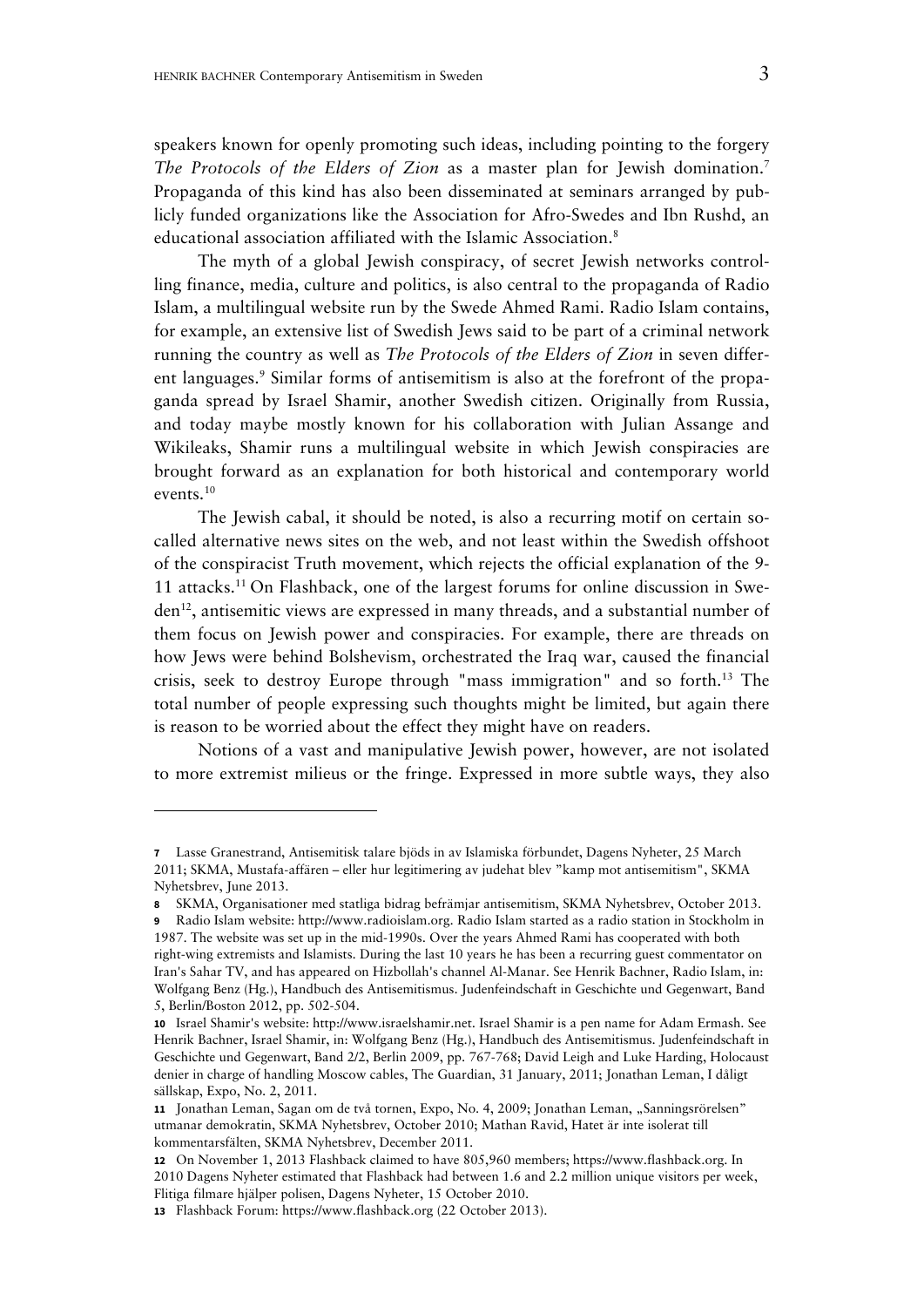speakers known for openly promoting such ideas, including pointing to the forgery *The Protocols of the Elders of Zion* as a master plan for Jewish domination.[7] Propaganda of this kind has also been disseminated at seminars arranged by publicly funded organizations like the Association for Afro-Swedes and Ibn Rushd, an educational association affiliated with the Islamic Association.[8]

The myth of a global Jewish conspiracy, of secret Jewish networks controlling finance, media, culture and politics, is also central to the propaganda of Radio Islam, a multilingual website run by the Swede Ahmed Rami. Radio Islam contains, for example, an extensive list of Swedish Jews said to be part of a criminal network running the country as well as *The Protocols of the Elders of Zion* in seven different languages.[9] Similar forms of antisemitism is also at the forefront of the propaganda spread by Israel Shamir, another Swedish citizen. Originally from Russia, and today maybe mostly known for his collaboration with Julian Assange and Wikileaks, Shamir runs a multilingual website in which Jewish conspiracies are brought forward as an explanation for both historical and contemporary world events.[10]

The Jewish cabal, it should be noted, is also a recurring motif on certain so-called alternative news sites on the web, and not least within the Swedish offshoot of the conspiracist Truth movement, which rejects the official explanation of the 9-11 attacks.[11] On Flashback, one of the largest forums for online discussion in Sweden[12], antisemitic views are expressed in many threads, and a substantial number of them focus on Jewish power and conspiracies. For example, there are threads on how Jews were behind Bolshevism, orchestrated the Iraq war, caused the financial crisis, seek to destroy Europe through "mass immigration" and so forth.[13] The total number of people expressing such thoughts might be limited, but again there is reason to be worried about the effect they might have on readers.

Notions of a vast and manipulative Jewish power, however, are not isolated to more extremist milieus or the fringe. Expressed in more subtle ways, they also

---

7 Lasse Granestrand, Antisemitisk talare bjöds in av Islamiska förbundet, Dagens Nyheter, 25 March 2011; SKMA, Mustafa-affären – eller hur legitimering av judehat blev "kamp mot antisemitism", SKMA Nyhetsbrev, June 2013.

8 SKMA, Organisationer med statliga bidrag befrämjar antisemitism, SKMA Nyhetsbrev, October 2013.

9 Radio Islam website: http://www.radioislam.org. Radio Islam started as a radio station in Stockholm in 1987. The website was set up in the mid-1990s. Over the years Ahmed Rami has cooperated with both right-wing extremists and Islamists. During the last 10 years he has been a recurring guest commentator on Iran's Sahar TV, and has appeared on Hizbollah's channel Al-Manar. See Henrik Bachner, Radio Islam, in: Wolfgang Benz (Hg.), Handbuch des Antisemitismus. Judenfeindschaft in Geschichte und Gegenwart, Band 5, Berlin/Boston 2012, pp. 502-504.

10 Israel Shamir's website: http://www.israelshamir.net. Israel Shamir is a pen name for Adam Ermash. See Henrik Bachner, Israel Shamir, in: Wolfgang Benz (Hg.), Handbuch des Antisemitismus. Judenfeindschaft in Geschichte und Gegenwart, Band 2/2, Berlin 2009, pp. 767-768; David Leigh and Luke Harding, Holocaust denier in charge of handling Moscow cables, The Guardian, 31 January, 2011; Jonathan Leman, I dåligt sällskap, Expo, No. 2, 2011.

11 Jonathan Leman, Sagan om de två tornen, Expo, No. 4, 2009; Jonathan Leman, „Sanningsrörelsen" utmanar demokratin, SKMA Nyhetsbrev, October 2010; Mathan Ravid, Hatet är inte isolerat till kommentarsfälten, SKMA Nyhetsbrev, December 2011.

12 On November 1, 2013 Flashback claimed to have 805,960 members; https://www.flashback.org. In 2010 Dagens Nyheter estimated that Flashback had between 1.6 and 2.2 million unique visitors per week, Flitiga filmare hjälper polisen, Dagens Nyheter, 15 October 2010.

13 Flashback Forum: https://www.flashback.org (22 October 2013).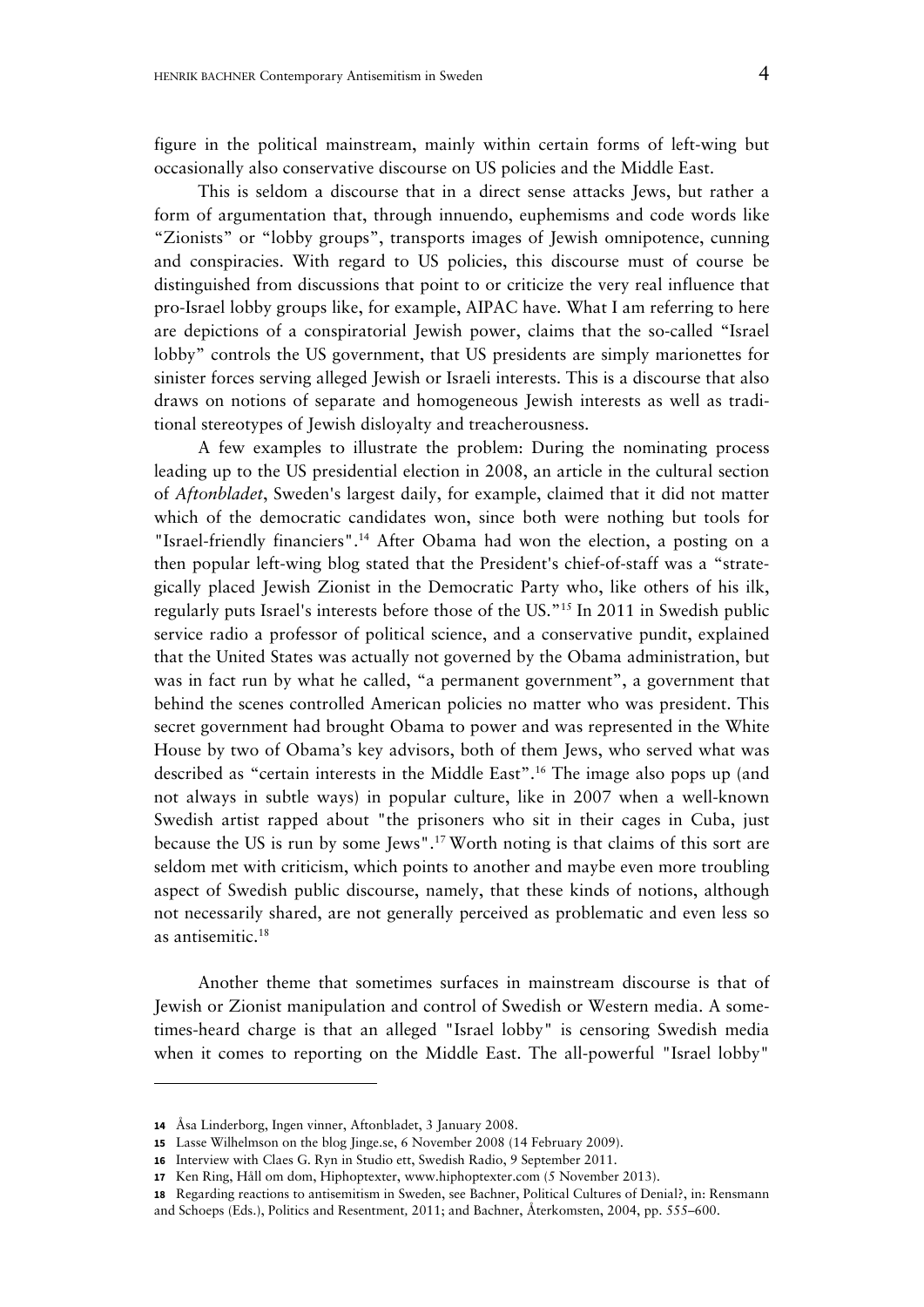figure in the political mainstream, mainly within certain forms of left-wing but occasionally also conservative discourse on US policies and the Middle East.

This is seldom a discourse that in a direct sense attacks Jews, but rather a form of argumentation that, through innuendo, euphemisms and code words like "Zionists" or "lobby groups", transports images of Jewish omnipotence, cunning and conspiracies. With regard to US policies, this discourse must of course be distinguished from discussions that point to or criticize the very real influence that pro-Israel lobby groups like, for example, AIPAC have. What I am referring to here are depictions of a conspiratorial Jewish power, claims that the so-called "Israel lobby" controls the US government, that US presidents are simply marionettes for sinister forces serving alleged Jewish or Israeli interests. This is a discourse that also draws on notions of separate and homogeneous Jewish interests as well as traditional stereotypes of Jewish disloyalty and treacherousness.

A few examples to illustrate the problem: During the nominating process leading up to the US presidential election in 2008, an article in the cultural section of *Aftonbladet*, Sweden's largest daily, for example, claimed that it did not matter which of the democratic candidates won, since both were nothing but tools for "Israel-friendly financiers".[14] After Obama had won the election, a posting on a then popular left-wing blog stated that the President's chief-of-staff was a "strategically placed Jewish Zionist in the Democratic Party who, like others of his ilk, regularly puts Israel's interests before those of the US."[15] In 2011 in Swedish public service radio a professor of political science, and a conservative pundit, explained that the United States was actually not governed by the Obama administration, but was in fact run by what he called, "a permanent government", a government that behind the scenes controlled American policies no matter who was president. This secret government had brought Obama to power and was represented in the White House by two of Obama's key advisors, both of them Jews, who served what was described as "certain interests in the Middle East".[16] The image also pops up (and not always in subtle ways) in popular culture, like in 2007 when a well-known Swedish artist rapped about "the prisoners who sit in their cages in Cuba, just because the US is run by some Jews".[17] Worth noting is that claims of this sort are seldom met with criticism, which points to another and maybe even more troubling aspect of Swedish public discourse, namely, that these kinds of notions, although not necessarily shared, are not generally perceived as problematic and even less so as antisemitic.[18]

Another theme that sometimes surfaces in mainstream discourse is that of Jewish or Zionist manipulation and control of Swedish or Western media. A sometimes-heard charge is that an alleged "Israel lobby" is censoring Swedish media when it comes to reporting on the Middle East. The all-powerful "Israel lobby"

---

14 Åsa Linderborg, Ingen vinner, Aftonbladet, 3 January 2008.

15 Lasse Wilhelmson on the blog Jinge.se, 6 November 2008 (14 February 2009).

16 Interview with Claes G. Ryn in Studio ett, Swedish Radio, 9 September 2011.

17 Ken Ring, Håll om dom, Hiphoptexter, www.hiphoptexter.com (5 November 2013).

18 Regarding reactions to antisemitism in Sweden, see Bachner, Political Cultures of Denial?, in: Rensmann and Schoeps (Eds.), Politics and Resentment, 2011; and Bachner, Återkomsten, 2004, pp. 555–600.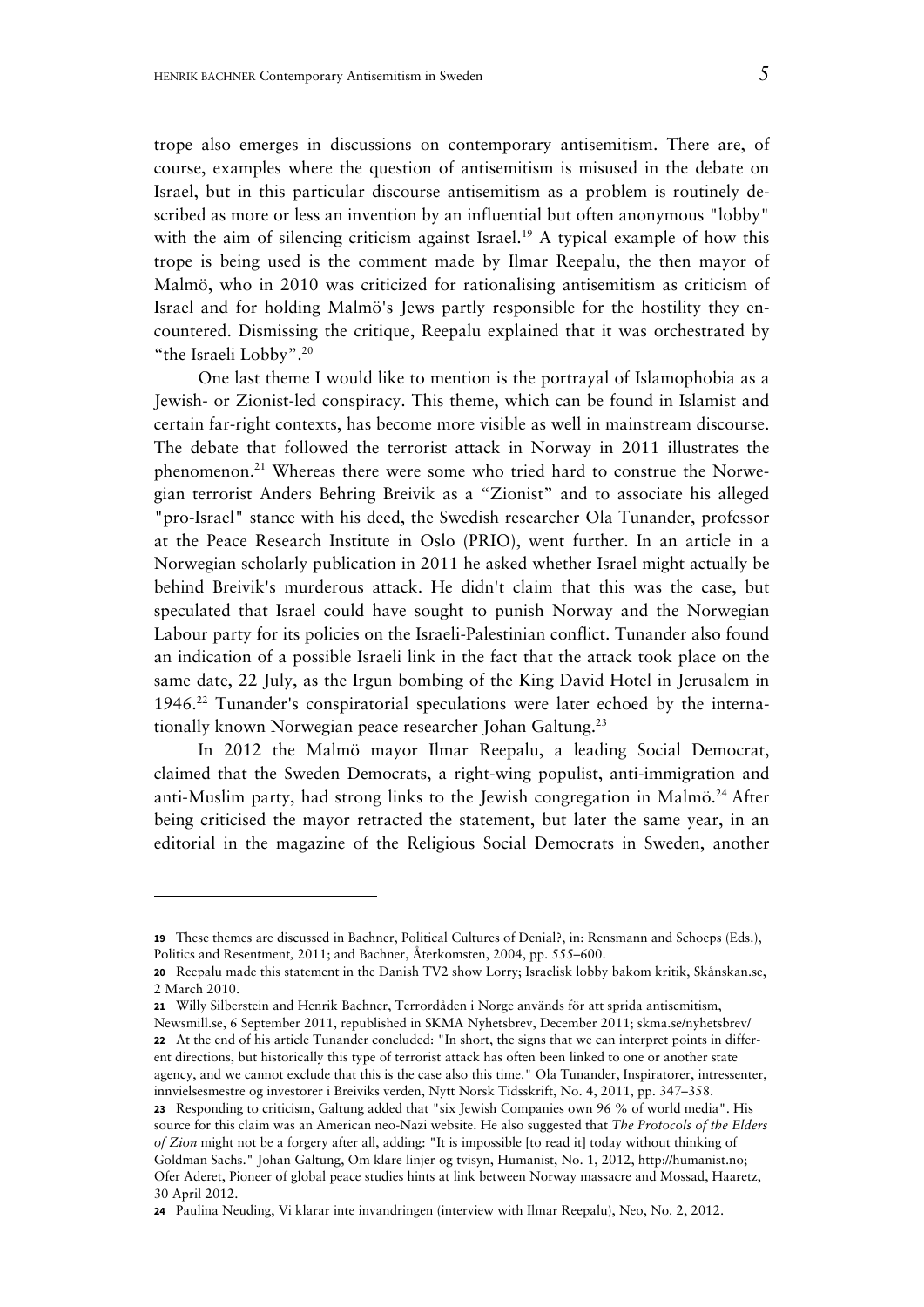trope also emerges in discussions on contemporary antisemitism. There are, of course, examples where the question of antisemitism is misused in the debate on Israel, but in this particular discourse antisemitism as a problem is routinely described as more or less an invention by an influential but often anonymous "lobby" with the aim of silencing criticism against Israel.[19] A typical example of how this trope is being used is the comment made by Ilmar Reepalu, the then mayor of Malmö, who in 2010 was criticized for rationalising antisemitism as criticism of Israel and for holding Malmö's Jews partly responsible for the hostility they encountered. Dismissing the critique, Reepalu explained that it was orchestrated by "the Israeli Lobby".[20]

One last theme I would like to mention is the portrayal of Islamophobia as a Jewish- or Zionist-led conspiracy. This theme, which can be found in Islamist and certain far-right contexts, has become more visible as well in mainstream discourse. The debate that followed the terrorist attack in Norway in 2011 illustrates the phenomenon.[21] Whereas there were some who tried hard to construe the Norwegian terrorist Anders Behring Breivik as a "Zionist" and to associate his alleged "pro-Israel" stance with his deed, the Swedish researcher Ola Tunander, professor at the Peace Research Institute in Oslo (PRIO), went further. In an article in a Norwegian scholarly publication in 2011 he asked whether Israel might actually be behind Breivik's murderous attack. He didn't claim that this was the case, but speculated that Israel could have sought to punish Norway and the Norwegian Labour party for its policies on the Israeli-Palestinian conflict. Tunander also found an indication of a possible Israeli link in the fact that the attack took place on the same date, 22 July, as the Irgun bombing of the King David Hotel in Jerusalem in 1946.[22] Tunander's conspiratorial speculations were later echoed by the internationally known Norwegian peace researcher Johan Galtung.[23]

In 2012 the Malmö mayor Ilmar Reepalu, a leading Social Democrat, claimed that the Sweden Democrats, a right-wing populist, anti-immigration and anti-Muslim party, had strong links to the Jewish congregation in Malmö.[24] After being criticised the mayor retracted the statement, but later the same year, in an editorial in the magazine of the Religious Social Democrats in Sweden, another

---

19 These themes are discussed in Bachner, Political Cultures of Denial?, in: Rensmann and Schoeps (Eds.), Politics and Resentment, 2011; and Bachner, Återkomsten, 2004, pp. 555–600.

20 Reepalu made this statement in the Danish TV2 show Lorry; Israelisk lobby bakom kritik, Skånskan.se, 2 March 2010.

21 Willy Silberstein and Henrik Bachner, Terrordåden i Norge används för att sprida antisemitism, Newsmill.se, 6 September 2011, republished in SKMA Nyhetsbrev, December 2011; skma.se/nyhetsbrev/

22 At the end of his article Tunander concluded: "In short, the signs that we can interpret points in different directions, but historically this type of terrorist attack has often been linked to one or another state agency, and we cannot exclude that this is the case also this time." Ola Tunander, Inspiratorer, intressenter, innvielsesmestre og investorer i Breiviks verden, Nytt Norsk Tidsskrift, No. 4, 2011, pp. 347–358.

23 Responding to criticism, Galtung added that "six Jewish Companies own 96 % of world media". His source for this claim was an American neo-Nazi website. He also suggested that *The Protocols of the Elders of Zion* might not be a forgery after all, adding: "It is impossible [to read it] today without thinking of Goldman Sachs." Johan Galtung, Om klare linjer og tvisyn, Humanist, No. 1, 2012, http://humanist.no; Ofer Aderet, Pioneer of global peace studies hints at link between Norway massacre and Mossad, Haaretz, 30 April 2012.

24 Paulina Neuding, Vi klarar inte invandringen (interview with Ilmar Reepalu), Neo, No. 2, 2012.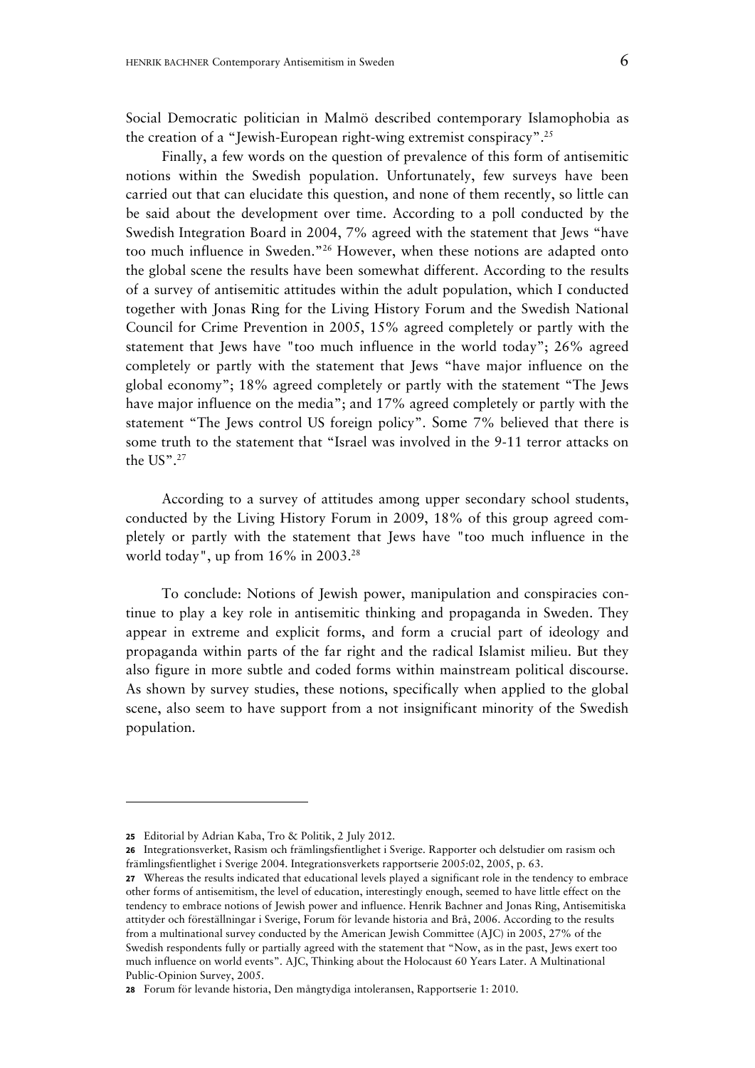Social Democratic politician in Malmö described contemporary Islamophobia as the creation of a "Jewish-European right-wing extremist conspiracy".[25]

Finally, a few words on the question of prevalence of this form of antisemitic notions within the Swedish population. Unfortunately, few surveys have been carried out that can elucidate this question, and none of them recently, so little can be said about the development over time. According to a poll conducted by the Swedish Integration Board in 2004, 7% agreed with the statement that Jews "have too much influence in Sweden."[26] However, when these notions are adapted onto the global scene the results have been somewhat different. According to the results of a survey of antisemitic attitudes within the adult population, which I conducted together with Jonas Ring for the Living History Forum and the Swedish National Council for Crime Prevention in 2005, 15% agreed completely or partly with the statement that Jews have "too much influence in the world today"; 26% agreed completely or partly with the statement that Jews "have major influence on the global economy"; 18% agreed completely or partly with the statement "The Jews have major influence on the media"; and 17% agreed completely or partly with the statement "The Jews control US foreign policy". Some 7% believed that there is some truth to the statement that "Israel was involved in the 9-11 terror attacks on the US".[27]

According to a survey of attitudes among upper secondary school students, conducted by the Living History Forum in 2009, 18% of this group agreed completely or partly with the statement that Jews have "too much influence in the world today", up from 16% in 2003.[28]

To conclude: Notions of Jewish power, manipulation and conspiracies continue to play a key role in antisemitic thinking and propaganda in Sweden. They appear in extreme and explicit forms, and form a crucial part of ideology and propaganda within parts of the far right and the radical Islamist milieu. But they also figure in more subtle and coded forms within mainstream political discourse. As shown by survey studies, these notions, specifically when applied to the global scene, also seem to have support from a not insignificant minority of the Swedish population.

---

**25** Editorial by Adrian Kaba, Tro & Politik, 2 July 2012.

**26** Integrationsverket, Rasism och främlingsfientlighet i Sverige. Rapporter och delstudier om rasism och främlingsfientlighet i Sverige 2004. Integrationsverkets rapportserie 2005:02, 2005, p. 63.

**27** Whereas the results indicated that educational levels played a significant role in the tendency to embrace other forms of antisemitism, the level of education, interestingly enough, seemed to have little effect on the tendency to embrace notions of Jewish power and influence. Henrik Bachner and Jonas Ring, Antisemitiska attityder och föreställningar i Sverige, Forum för levande historia and Brå, 2006. According to the results from a multinational survey conducted by the American Jewish Committee (AJC) in 2005, 27% of the Swedish respondents fully or partially agreed with the statement that "Now, as in the past, Jews exert too much influence on world events". AJC, Thinking about the Holocaust 60 Years Later. A Multinational Public-Opinion Survey, 2005.

**28** Forum för levande historia, Den mångtydiga intoleransen, Rapportserie 1: 2010.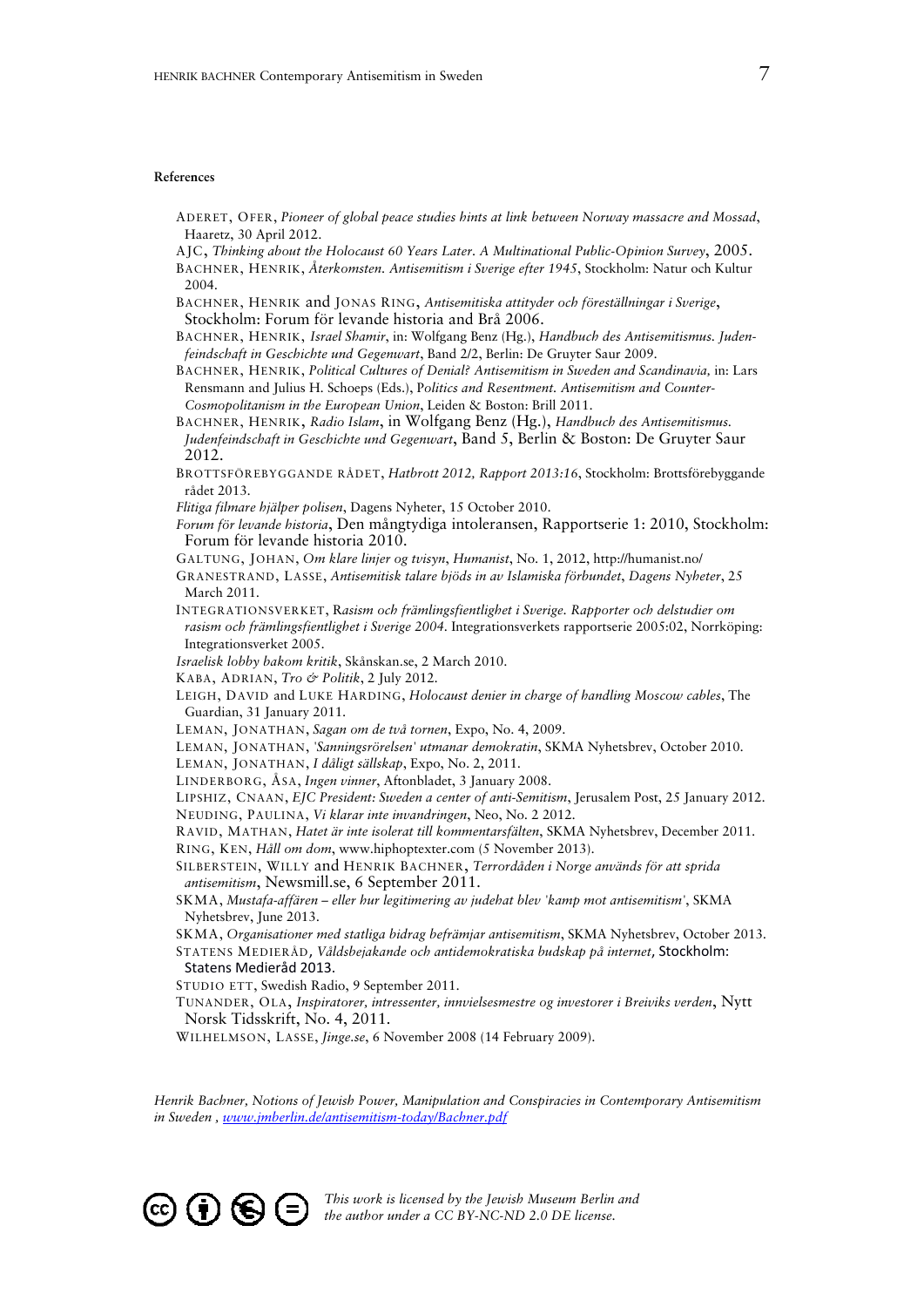**References**

ADERET, OFER, *Pioneer of global peace studies hints at link between Norway massacre and Mossad*, Haaretz, 30 April 2012.

AJC, *Thinking about the Holocaust 60 Years Later. A Multinational Public-Opinion Survey*, 2005.

BACHNER, HENRIK, *Återkomsten. Antisemitism i Sverige efter 1945*, Stockholm: Natur och Kultur 2004.

BACHNER, HENRIK and JONAS RING, *Antisemitiska attityder och föreställningar i Sverige*, Stockholm: Forum för levande historia and Brå 2006.

BACHNER, HENRIK, *Israel Shamir*, in: Wolfgang Benz (Hg.), *Handbuch des Antisemitismus. Judenfeindschaft in Geschichte und Gegenwart*, Band 2/2, Berlin: De Gruyter Saur 2009.

BACHNER, HENRIK, *Political Cultures of Denial? Antisemitism in Sweden and Scandinavia,* in: Lars Rensmann and Julius H. Schoeps (Eds.), *Politics and Resentment. Antisemitism and Counter-Cosmopolitanism in the European Union*, Leiden & Boston: Brill 2011.

BACHNER, HENRIK, *Radio Islam*, in Wolfgang Benz (Hg.), *Handbuch des Antisemitismus. Judenfeindschaft in Geschichte und Gegenwart*, Band 5, Berlin & Boston: De Gruyter Saur 2012.

BROTTSFÖREBYGGANDE RÅDET, *Hatbrott 2012, Rapport 2013:16*, Stockholm: Brottsförebyggande rådet 2013.

*Flitiga filmare hjälper polisen*, Dagens Nyheter, 15 October 2010.

*Forum för levande historia*, Den mångtydiga intoleransen, Rapportserie 1: 2010, Stockholm: Forum för levande historia 2010.

GALTUNG, JOHAN, *Om klare linjer og tvisyn*, *Humanist*, No. 1, 2012, http://humanist.no/

GRANESTRAND, LASSE, *Antisemitisk talare bjöds in av Islamiska förbundet*, *Dagens Nyheter*, 25 March 2011.

INTEGRATIONSVERKET, *Rasism och främlingsfientlighet i Sverige. Rapporter och delstudier om rasism och främlingsfientlighet i Sverige 2004*. Integrationsverkets rapportserie 2005:02, Norrköping: Integrationsverket 2005.

*Israelisk lobby bakom kritik*, Skånskan.se, 2 March 2010.

KABA, ADRIAN, *Tro & Politik*, 2 July 2012.

LEIGH, DAVID and LUKE HARDING, *Holocaust denier in charge of handling Moscow cables*, The Guardian, 31 January 2011.

LEMAN, JONATHAN, *Sagan om de två tornen*, Expo, No. 4, 2009.

LEMAN, JONATHAN, *'Sanningsrörelsen' utmanar demokratin*, SKMA Nyhetsbrev, October 2010.

LEMAN, JONATHAN, *I dåligt sällskap*, Expo, No. 2, 2011.

LINDERBORG, ÅSA, *Ingen vinner*, Aftonbladet, 3 January 2008.

LIPSHIZ, CNAAN, *EJC President: Sweden a center of anti-Semitism*, Jerusalem Post, 25 January 2012.

NEUDING, PAULINA, *Vi klarar inte invandringen*, Neo, No. 2 2012.

RAVID, MATHAN, *Hatet är inte isolerat till kommentarsfälten*, SKMA Nyhetsbrev, December 2011.

RING, KEN, *Håll om dom*, www.hiphoptexter.com (5 November 2013).

SILBERSTEIN, WILLY and HENRIK BACHNER, *Terrordåden i Norge används för att sprida antisemitism*, Newsmill.se, 6 September 2011.

SKMA, *Mustafa-affären – eller hur legitimering av judehat blev 'kamp mot antisemitism'*, SKMA Nyhetsbrev, June 2013.

SKMA, *Organisationer med statliga bidrag befrämjar antisemitism*, SKMA Nyhetsbrev, October 2013.

STATENS MEDIERÅD, *Våldsbejakande och antidemokratiska budskap på internet*, Stockholm: Statens Medieråd 2013.

STUDIO ETT, Swedish Radio, 9 September 2011.

TUNANDER, OLA, *Inspiratorer, intressenter, innvielsesmestre og investorer i Breiviks verden*, Nytt Norsk Tidsskrift, No. 4, 2011.

WILHELMSON, LASSE, *Jinge.se*, 6 November 2008 (14 February 2009).

*Henrik Bachner, Notions of Jewish Power, Manipulation and Conspiracies in Contemporary Antisemitism in Sweden* , *www.jmberlin.de/antisemitism-today/Bachner.pdf*

*This work is licensed by the Jewish Museum Berlin and the author under a CC BY-NC-ND 2.0 DE license.*